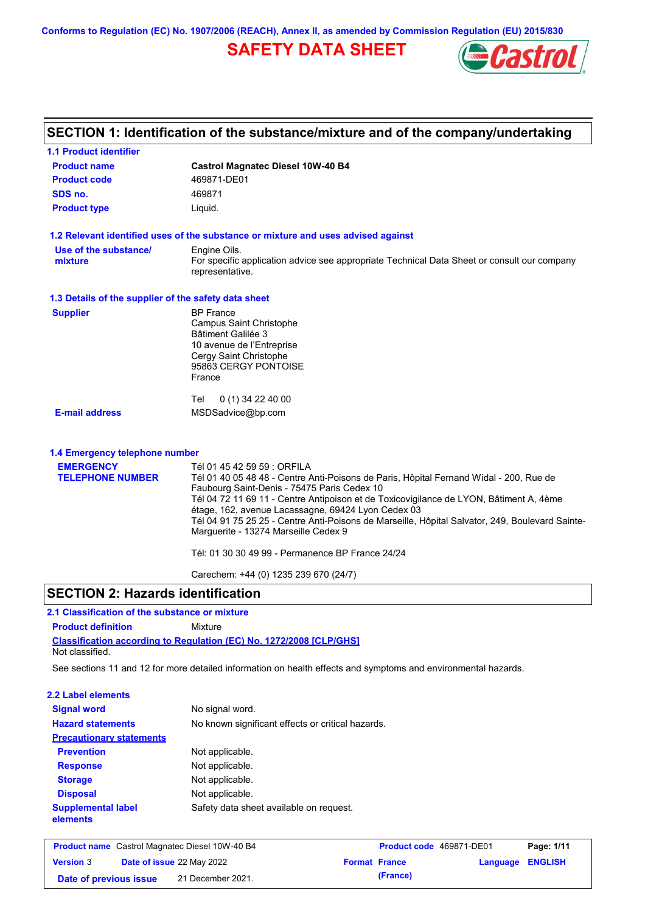Conforms to Regulation (EC) No. 1907/2006 (REACH), Annex II, as amended by Commission Regulation (EU) 2015/830

# SAFETY DATA SHEET

## SECTION 1: Identification of the substance/mixture and of the company/undertaking

### 1.1 Product identifier

| | |
|---|---|
| **Product name** | **Castrol Magnatec Diesel 10W-40 B4** |
| **Product code** | 469871-DE01 |
| **SDS no.** | 469871 |
| **Product type** | Liquid. |

### 1.2 Relevant identified uses of the substance or mixture and uses advised against

**Use of the substance/ mixture**: Engine Oils.
For specific application advice see appropriate Technical Data Sheet or consult our company representative.

### 1.3 Details of the supplier of the safety data sheet

**Supplier**

BP France
Campus Saint Christophe
Bâtiment Galilée 3
10 avenue de l'Entreprise
Cergy Saint Christophe
95863 CERGY PONTOISE
France

Tel 0 (1) 34 22 40 00

**E-mail address**: MSDSadvice@bp.com

### 1.4 Emergency telephone number

**EMERGENCY TELEPHONE NUMBER**

Tél 01 45 42 59 59 : ORFILA
Tél 01 40 05 48 48 - Centre Anti-Poisons de Paris, Hôpital Fernand Widal - 200, Rue de Faubourg Saint-Denis - 75475 Paris Cedex 10
Tél 04 72 11 69 11 - Centre Antipoison et de Toxicovigilance de LYON, Bâtiment A, 4ème étage, 162, avenue Lacassagne, 69424 Lyon Cedex 03
Tél 04 91 75 25 25 - Centre Anti-Poisons de Marseille, Hôpital Salvator, 249, Boulevard Sainte-Marguerite - 13274 Marseille Cedex 9

Tél: 01 30 30 49 99 - Permanence BP France 24/24

Carechem: +44 (0) 1235 239 670 (24/7)

## SECTION 2: Hazards identification

### 2.1 Classification of the substance or mixture

**Product definition**: Mixture

**Classification according to Regulation (EC) No. 1272/2008 [CLP/GHS]**
Not classified.

See sections 11 and 12 for more detailed information on health effects and symptoms and environmental hazards.

### 2.2 Label elements

| | |
|---|---|
| **Signal word** | No signal word. |
| **Hazard statements** | No known significant effects or critical hazards. |
| **Precautionary statements** | |
| **Prevention** | Not applicable. |
| **Response** | Not applicable. |
| **Storage** | Not applicable. |
| **Disposal** | Not applicable. |
| **Supplemental label elements** | Safety data sheet available on request. |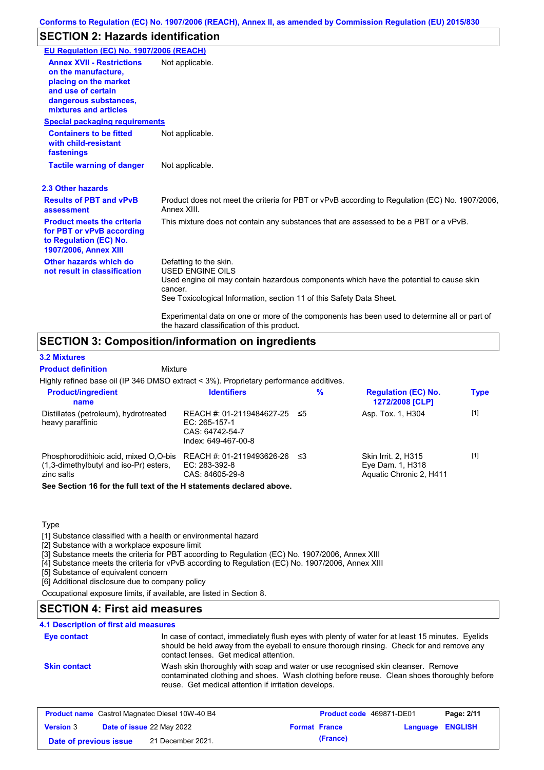## SECTION 2: Hazards identification

**EU Regulation (EC) No. 1907/2006 (REACH)**

**Annex XVII - Restrictions on the manufacture, placing on the market and use of certain dangerous substances, mixtures and articles**: Not applicable.

**Special packaging requirements**

**Containers to be fitted with child-resistant fastenings**: Not applicable.

**Tactile warning of danger**: Not applicable.

### 2.3 Other hazards

**Results of PBT and vPvB assessment**: Product does not meet the criteria for PBT or vPvB according to Regulation (EC) No. 1907/2006, Annex XIII.

**Product meets the criteria for PBT or vPvB according to Regulation (EC) No. 1907/2006, Annex XIII**: This mixture does not contain any substances that are assessed to be a PBT or a vPvB.

**Other hazards which do not result in classification**: Defatting to the skin.
USED ENGINE OILS
Used engine oil may contain hazardous components which have the potential to cause skin cancer.
See Toxicological Information, section 11 of this Safety Data Sheet.

Experimental data on one or more of the components has been used to determine all or part of the hazard classification of this product.

## SECTION 3: Composition/information on ingredients

### 3.2 Mixtures

**Product definition**: Mixture

Highly refined base oil (IP 346 DMSO extract < 3%). Proprietary performance additives.

| Product/ingredient name | Identifiers | % | Regulation (EC) No. 1272/2008 [CLP] | Type |
|---|---|---|---|---|
| Distillates (petroleum), hydrotreated heavy paraffinic | REACH #: 01-2119484627-25<br>EC: 265-157-1<br>CAS: 64742-54-7<br>Index: 649-467-00-8 | ≤5 | Asp. Tox. 1, H304 | [1] |
| Phosphorodithioic acid, mixed O,O-bis (1,3-dimethylbutyl and iso-Pr) esters, zinc salts | REACH #: 01-2119493626-26<br>EC: 283-392-8<br>CAS: 84605-29-8 | ≤3 | Skin Irrit. 2, H315<br>Eye Dam. 1, H318<br>Aquatic Chronic 2, H411 | [1] |

**See Section 16 for the full text of the H statements declared above.**

Type

[1] Substance classified with a health or environmental hazard
[2] Substance with a workplace exposure limit
[3] Substance meets the criteria for PBT according to Regulation (EC) No. 1907/2006, Annex XIII
[4] Substance meets the criteria for vPvB according to Regulation (EC) No. 1907/2006, Annex XIII
[5] Substance of equivalent concern
[6] Additional disclosure due to company policy

Occupational exposure limits, if available, are listed in Section 8.

## SECTION 4: First aid measures

### 4.1 Description of first aid measures

**Eye contact**: In case of contact, immediately flush eyes with plenty of water for at least 15 minutes. Eyelids should be held away from the eyeball to ensure thorough rinsing. Check for and remove any contact lenses. Get medical attention.

**Skin contact**: Wash skin thoroughly with soap and water or use recognised skin cleanser. Remove contaminated clothing and shoes. Wash clothing before reuse. Clean shoes thoroughly before reuse. Get medical attention if irritation develops.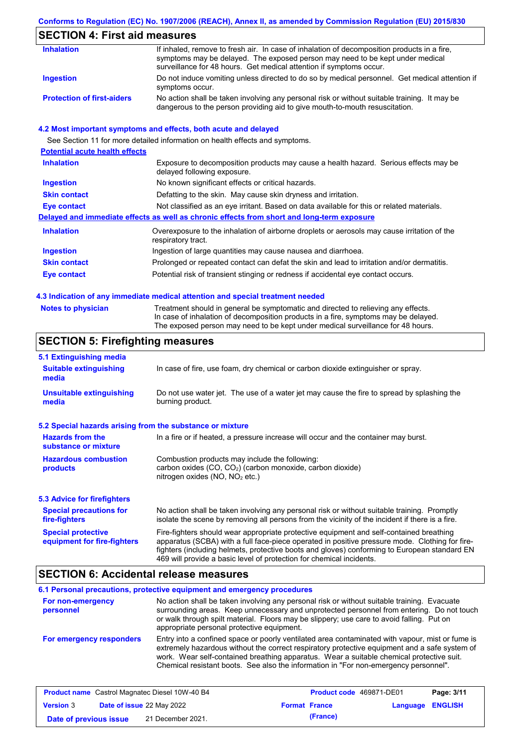## SECTION 4: First aid measures

| | |
|---|---|
| **Inhalation** | If inhaled, remove to fresh air. In case of inhalation of decomposition products in a fire, symptoms may be delayed. The exposed person may need to be kept under medical surveillance for 48 hours. Get medical attention if symptoms occur. |
| **Ingestion** | Do not induce vomiting unless directed to do so by medical personnel. Get medical attention if symptoms occur. |
| **Protection of first-aiders** | No action shall be taken involving any personal risk or without suitable training. It may be dangerous to the person providing aid to give mouth-to-mouth resuscitation. |

### 4.2 Most important symptoms and effects, both acute and delayed

See Section 11 for more detailed information on health effects and symptoms.

**Potential acute health effects**

| | |
|---|---|
| **Inhalation** | Exposure to decomposition products may cause a health hazard. Serious effects may be delayed following exposure. |
| **Ingestion** | No known significant effects or critical hazards. |
| **Skin contact** | Defatting to the skin. May cause skin dryness and irritation. |
| **Eye contact** | Not classified as an eye irritant. Based on data available for this or related materials. |

**Delayed and immediate effects as well as chronic effects from short and long-term exposure**

| | |
|---|---|
| **Inhalation** | Overexposure to the inhalation of airborne droplets or aerosols may cause irritation of the respiratory tract. |
| **Ingestion** | Ingestion of large quantities may cause nausea and diarrhoea. |
| **Skin contact** | Prolonged or repeated contact can defat the skin and lead to irritation and/or dermatitis. |
| **Eye contact** | Potential risk of transient stinging or redness if accidental eye contact occurs. |

### 4.3 Indication of any immediate medical attention and special treatment needed

| | |
|---|---|
| **Notes to physician** | Treatment should in general be symptomatic and directed to relieving any effects. In case of inhalation of decomposition products in a fire, symptoms may be delayed. The exposed person may need to be kept under medical surveillance for 48 hours. |

## SECTION 5: Firefighting measures

### 5.1 Extinguishing media

| | |
|---|---|
| **Suitable extinguishing media** | In case of fire, use foam, dry chemical or carbon dioxide extinguisher or spray. |
| **Unsuitable extinguishing media** | Do not use water jet. The use of a water jet may cause the fire to spread by splashing the burning product. |

### 5.2 Special hazards arising from the substance or mixture

| | |
|---|---|
| **Hazards from the substance or mixture** | In a fire or if heated, a pressure increase will occur and the container may burst. |
| **Hazardous combustion products** | Combustion products may include the following: carbon oxides (CO, $CO_2$) (carbon monoxide, carbon dioxide) nitrogen oxides (NO, $NO_2$ etc.) |

### 5.3 Advice for firefighters

| | |
|---|---|
| **Special precautions for fire-fighters** | No action shall be taken involving any personal risk or without suitable training. Promptly isolate the scene by removing all persons from the vicinity of the incident if there is a fire. |
| **Special protective equipment for fire-fighters** | Fire-fighters should wear appropriate protective equipment and self-contained breathing apparatus (SCBA) with a full face-piece operated in positive pressure mode. Clothing for fire-fighters (including helmets, protective boots and gloves) conforming to European standard EN 469 will provide a basic level of protection for chemical incidents. |

## SECTION 6: Accidental release measures

### 6.1 Personal precautions, protective equipment and emergency procedures

| | |
|---|---|
| **For non-emergency personnel** | No action shall be taken involving any personal risk or without suitable training. Evacuate surrounding areas. Keep unnecessary and unprotected personnel from entering. Do not touch or walk through spilt material. Floors may be slippery; use care to avoid falling. Put on appropriate personal protective equipment. |
| **For emergency responders** | Entry into a confined space or poorly ventilated area contaminated with vapour, mist or fume is extremely hazardous without the correct respiratory protective equipment and a safe system of work. Wear self-contained breathing apparatus. Wear a suitable chemical protective suit. Chemical resistant boots. See also the information in "For non-emergency personnel". |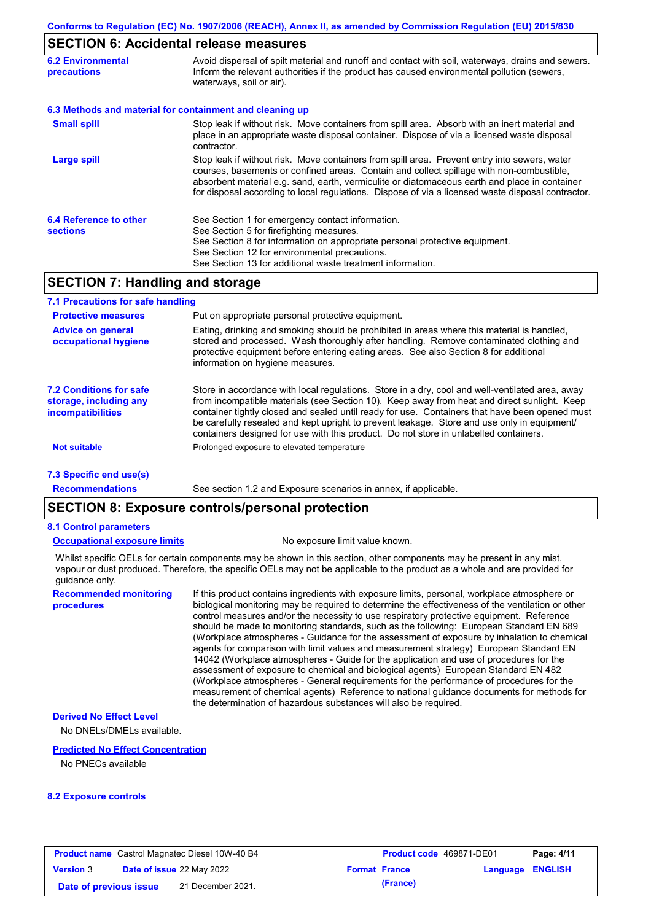## SECTION 6: Accidental release measures

**6.2 Environmental precautions**

Avoid dispersal of spilt material and runoff and contact with soil, waterways, drains and sewers. Inform the relevant authorities if the product has caused environmental pollution (sewers, waterways, soil or air).

**6.3 Methods and material for containment and cleaning up**

**Small spill**

Stop leak if without risk. Move containers from spill area. Absorb with an inert material and place in an appropriate waste disposal container. Dispose of via a licensed waste disposal contractor.

**Large spill**

Stop leak if without risk. Move containers from spill area. Prevent entry into sewers, water courses, basements or confined areas. Contain and collect spillage with non-combustible, absorbent material e.g. sand, earth, vermiculite or diatomaceous earth and place in container for disposal according to local regulations. Dispose of via a licensed waste disposal contractor.

**6.4 Reference to other sections**

See Section 1 for emergency contact information.
See Section 5 for firefighting measures.
See Section 8 for information on appropriate personal protective equipment.
See Section 12 for environmental precautions.
See Section 13 for additional waste treatment information.

## SECTION 7: Handling and storage

**7.1 Precautions for safe handling**

**Protective measures**

Put on appropriate personal protective equipment.

**Advice on general occupational hygiene**

Eating, drinking and smoking should be prohibited in areas where this material is handled, stored and processed. Wash thoroughly after handling. Remove contaminated clothing and protective equipment before entering eating areas. See also Section 8 for additional information on hygiene measures.

**7.2 Conditions for safe storage, including any incompatibilities**

Store in accordance with local regulations. Store in a dry, cool and well-ventilated area, away from incompatible materials (see Section 10). Keep away from heat and direct sunlight. Keep container tightly closed and sealed until ready for use. Containers that have been opened must be carefully resealed and kept upright to prevent leakage. Store and use only in equipment/containers designed for use with this product. Do not store in unlabelled containers.

**Not suitable**

Prolonged exposure to elevated temperature

**7.3 Specific end use(s)**

**Recommendations**

See section 1.2 and Exposure scenarios in annex, if applicable.

## SECTION 8: Exposure controls/personal protection

**8.1 Control parameters**

**Occupational exposure limits**

No exposure limit value known.

Whilst specific OELs for certain components may be shown in this section, other components may be present in any mist, vapour or dust produced. Therefore, the specific OELs may not be applicable to the product as a whole and are provided for guidance only.

**Recommended monitoring procedures**

If this product contains ingredients with exposure limits, personal, workplace atmosphere or biological monitoring may be required to determine the effectiveness of the ventilation or other control measures and/or the necessity to use respiratory protective equipment. Reference should be made to monitoring standards, such as the following: European Standard EN 689 (Workplace atmospheres - Guidance for the assessment of exposure by inhalation to chemical agents for comparison with limit values and measurement strategy) European Standard EN 14042 (Workplace atmospheres - Guide for the application and use of procedures for the assessment of exposure to chemical and biological agents) European Standard EN 482 (Workplace atmospheres - General requirements for the performance of procedures for the measurement of chemical agents) Reference to national guidance documents for methods for the determination of hazardous substances will also be required.

**Derived No Effect Level**

No DNELs/DMELs available.

**Predicted No Effect Concentration**

No PNECs available

**8.2 Exposure controls**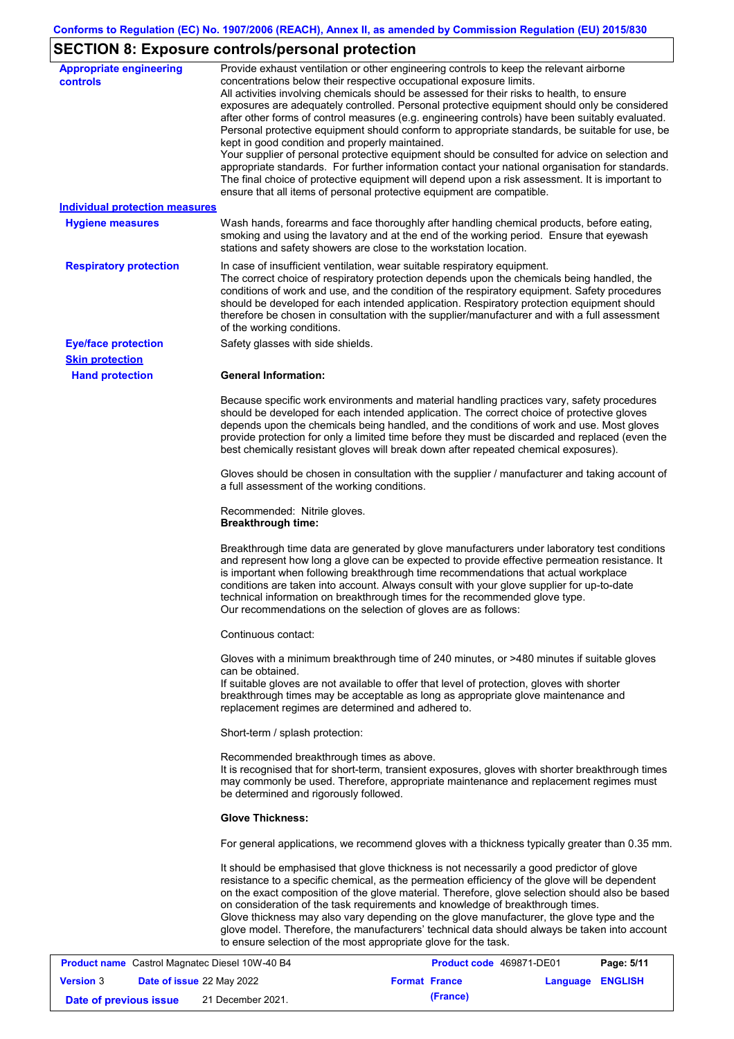## SECTION 8: Exposure controls/personal protection

**Appropriate engineering controls**

Provide exhaust ventilation or other engineering controls to keep the relevant airborne concentrations below their respective occupational exposure limits.
All activities involving chemicals should be assessed for their risks to health, to ensure exposures are adequately controlled. Personal protective equipment should only be considered after other forms of control measures (e.g. engineering controls) have been suitably evaluated. Personal protective equipment should conform to appropriate standards, be suitable for use, be kept in good condition and properly maintained.
Your supplier of personal protective equipment should be consulted for advice on selection and appropriate standards. For further information contact your national organisation for standards. The final choice of protective equipment will depend upon a risk assessment. It is important to ensure that all items of personal protective equipment are compatible.

**Individual protection measures**

**Hygiene measures**

Wash hands, forearms and face thoroughly after handling chemical products, before eating, smoking and using the lavatory and at the end of the working period. Ensure that eyewash stations and safety showers are close to the workstation location.

**Respiratory protection**

In case of insufficient ventilation, wear suitable respiratory equipment.
The correct choice of respiratory protection depends upon the chemicals being handled, the conditions of work and use, and the condition of the respiratory equipment. Safety procedures should be developed for each intended application. Respiratory protection equipment should therefore be chosen in consultation with the supplier/manufacturer and with a full assessment of the working conditions.

**Eye/face protection**

Safety glasses with side shields.

**Skin protection**

**Hand protection**

**General Information:**

Because specific work environments and material handling practices vary, safety procedures should be developed for each intended application. The correct choice of protective gloves depends upon the chemicals being handled, and the conditions of work and use. Most gloves provide protection for only a limited time before they must be discarded and replaced (even the best chemically resistant gloves will break down after repeated chemical exposures).

Gloves should be chosen in consultation with the supplier / manufacturer and taking account of a full assessment of the working conditions.

Recommended: Nitrile gloves.
**Breakthrough time:**

Breakthrough time data are generated by glove manufacturers under laboratory test conditions and represent how long a glove can be expected to provide effective permeation resistance. It is important when following breakthrough time recommendations that actual workplace conditions are taken into account. Always consult with your glove supplier for up-to-date technical information on breakthrough times for the recommended glove type.
Our recommendations on the selection of gloves are as follows:

Continuous contact:

Gloves with a minimum breakthrough time of 240 minutes, or >480 minutes if suitable gloves can be obtained.
If suitable gloves are not available to offer that level of protection, gloves with shorter breakthrough times may be acceptable as long as appropriate glove maintenance and replacement regimes are determined and adhered to.

Short-term / splash protection:

Recommended breakthrough times as above.
It is recognised that for short-term, transient exposures, gloves with shorter breakthrough times may commonly be used. Therefore, appropriate maintenance and replacement regimes must be determined and rigorously followed.

**Glove Thickness:**

For general applications, we recommend gloves with a thickness typically greater than 0.35 mm.

It should be emphasised that glove thickness is not necessarily a good predictor of glove resistance to a specific chemical, as the permeation efficiency of the glove will be dependent on the exact composition of the glove material. Therefore, glove selection should also be based on consideration of the task requirements and knowledge of breakthrough times.
Glove thickness may also vary depending on the glove manufacturer, the glove type and the glove model. Therefore, the manufacturers' technical data should always be taken into account to ensure selection of the most appropriate glove for the task.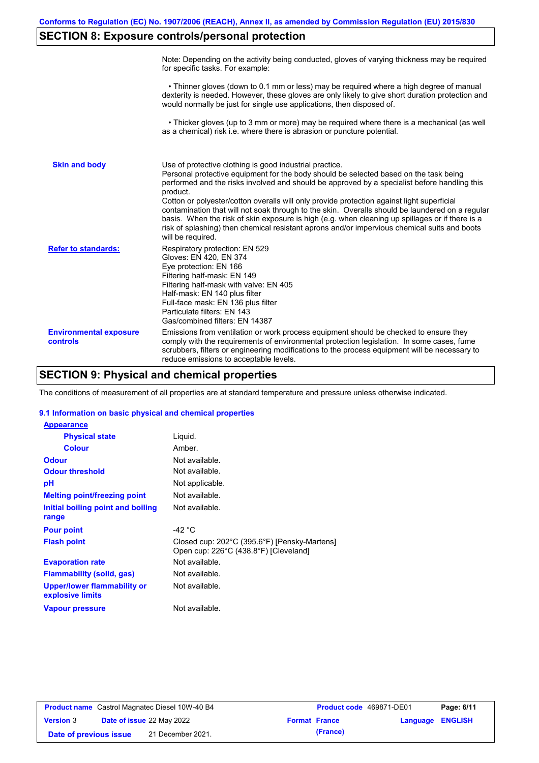## SECTION 8: Exposure controls/personal protection

Note: Depending on the activity being conducted, gloves of varying thickness may be required for specific tasks. For example:

• Thinner gloves (down to 0.1 mm or less) may be required where a high degree of manual dexterity is needed. However, these gloves are only likely to give short duration protection and would normally be just for single use applications, then disposed of.

• Thicker gloves (up to 3 mm or more) may be required where there is a mechanical (as well as a chemical) risk i.e. where there is abrasion or puncture potential.

**Skin and body**

Use of protective clothing is good industrial practice.
Personal protective equipment for the body should be selected based on the task being performed and the risks involved and should be approved by a specialist before handling this product.
Cotton or polyester/cotton overalls will only provide protection against light superficial contamination that will not soak through to the skin. Overalls should be laundered on a regular basis. When the risk of skin exposure is high (e.g. when cleaning up spillages or if there is a risk of splashing) then chemical resistant aprons and/or impervious chemical suits and boots will be required.

**Refer to standards:**

Respiratory protection: EN 529
Gloves: EN 420, EN 374
Eye protection: EN 166
Filtering half-mask: EN 149
Filtering half-mask with valve: EN 405
Half-mask: EN 140 plus filter
Full-face mask: EN 136 plus filter
Particulate filters: EN 143
Gas/combined filters: EN 14387

**Environmental exposure controls**

Emissions from ventilation or work process equipment should be checked to ensure they comply with the requirements of environmental protection legislation. In some cases, fume scrubbers, filters or engineering modifications to the process equipment will be necessary to reduce emissions to acceptable levels.

## SECTION 9: Physical and chemical properties

The conditions of measurement of all properties are at standard temperature and pressure unless otherwise indicated.

### 9.1 Information on basic physical and chemical properties

| Property | Value |
|---|---|
| **Appearance** | |
| Physical state | Liquid. |
| Colour | Amber. |
| Odour | Not available. |
| Odour threshold | Not available. |
| pH | Not applicable. |
| Melting point/freezing point | Not available. |
| Initial boiling point and boiling range | Not available. |
| Pour point | -42 °C |
| Flash point | Closed cup: 202°C (395.6°F) [Pensky-Martens]<br>Open cup: 226°C (438.8°F) [Cleveland] |
| Evaporation rate | Not available. |
| Flammability (solid, gas) | Not available. |
| Upper/lower flammability or explosive limits | Not available. |
| Vapour pressure | Not available. |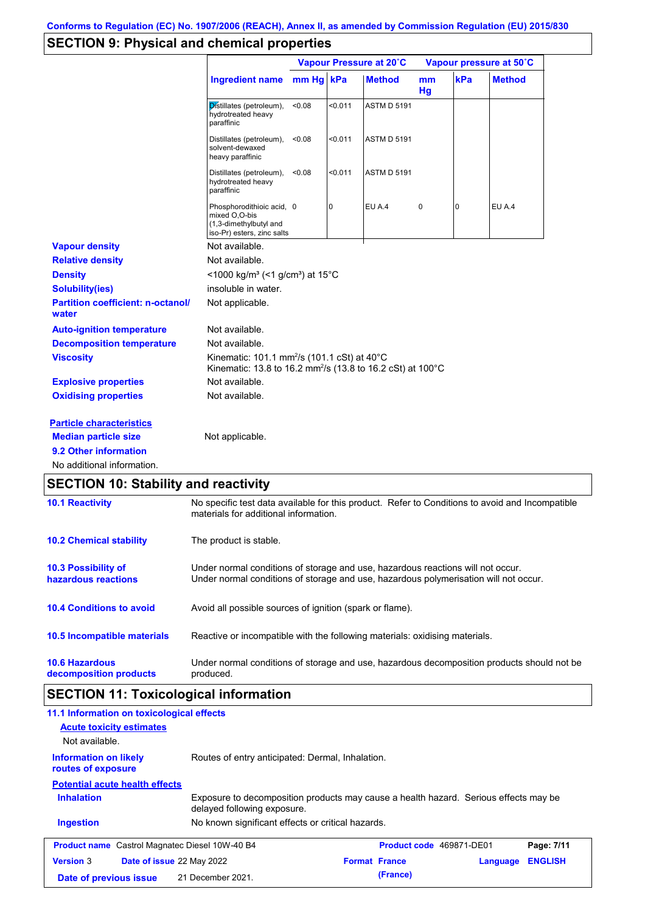Conforms to Regulation (EC) No. 1907/2006 (REACH), Annex II, as amended by Commission Regulation (EU) 2015/830

## SECTION 9: Physical and chemical properties

| | Vapour Pressure at 20˚C | | | Vapour pressure at 50˚C | | |
|---|---|---|---|---|---|---|
| Ingredient name | mm Hg | kPa | Method | mm Hg | kPa | Method |
| Distillates (petroleum), hydrotreated heavy paraffinic | <0.08 | <0.011 | ASTM D 5191 | | | |
| Distillates (petroleum), solvent-dewaxed heavy paraffinic | <0.08 | <0.011 | ASTM D 5191 | | | |
| Distillates (petroleum), hydrotreated heavy paraffinic | <0.08 | <0.011 | ASTM D 5191 | | | |
| Phosphorodithioic acid, mixed O,O-bis (1,3-dimethylbutyl and iso-Pr) esters, zinc salts | 0 | 0 | EU A.4 | 0 | 0 | EU A.4 |

**Vapour density** Not available.

**Relative density** Not available.

**Density** <1000 kg/m³ (<1 g/cm³) at 15°C

**Solubility(ies)** insoluble in water.

**Partition coefficient: n-octanol/water** Not applicable.

**Auto-ignition temperature** Not available.

**Decomposition temperature** Not available.

**Viscosity** Kinematic: 101.1 mm²/s (101.1 cSt) at 40°C
Kinematic: 13.8 to 16.2 mm²/s (13.8 to 16.2 cSt) at 100°C

**Explosive properties** Not available.

**Oxidising properties** Not available.

**Particle characteristics**

**Median particle size** Not applicable.

**9.2 Other information**

No additional information.

## SECTION 10: Stability and reactivity

**10.1 Reactivity** No specific test data available for this product. Refer to Conditions to avoid and Incompatible materials for additional information.

**10.2 Chemical stability** The product is stable.

**10.3 Possibility of hazardous reactions** Under normal conditions of storage and use, hazardous reactions will not occur.
Under normal conditions of storage and use, hazardous polymerisation will not occur.

**10.4 Conditions to avoid** Avoid all possible sources of ignition (spark or flame).

**10.5 Incompatible materials** Reactive or incompatible with the following materials: oxidising materials.

**10.6 Hazardous decomposition products** Under normal conditions of storage and use, hazardous decomposition products should not be produced.

## SECTION 11: Toxicological information

**11.1 Information on toxicological effects**

**Acute toxicity estimates**

Not available.

**Information on likely routes of exposure** Routes of entry anticipated: Dermal, Inhalation.

**Potential acute health effects**

**Inhalation** Exposure to decomposition products may cause a health hazard. Serious effects may be delayed following exposure.

**Ingestion** No known significant effects or critical hazards.

**Product name** Castrol Magnatec Diesel 10W-40 B4 **Product code** 469871-DE01
**Version** 3 **Date of issue** 22 May 2022 **Format** France (France) **Language** ENGLISH
**Date of previous issue** 21 December 2021.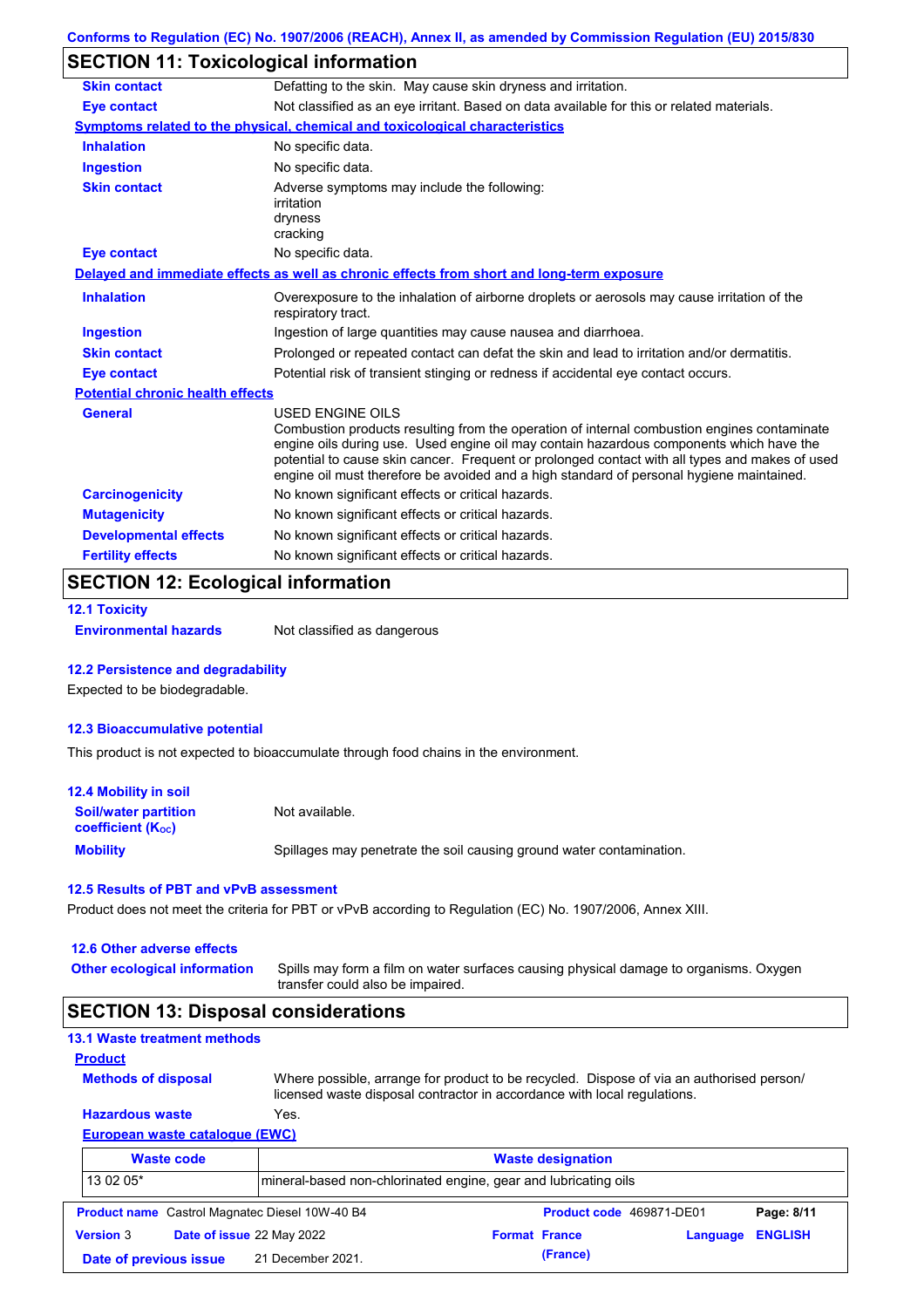## SECTION 11: Toxicological information

**Skin contact** Defatting to the skin. May cause skin dryness and irritation.

**Eye contact** Not classified as an eye irritant. Based on data available for this or related materials.

**Symptoms related to the physical, chemical and toxicological characteristics**

**Inhalation** No specific data.

**Ingestion** No specific data.

**Skin contact** Adverse symptoms may include the following:
irritation
dryness
cracking

**Eye contact** No specific data.

**Delayed and immediate effects as well as chronic effects from short and long-term exposure**

**Inhalation** Overexposure to the inhalation of airborne droplets or aerosols may cause irritation of the respiratory tract.

**Ingestion** Ingestion of large quantities may cause nausea and diarrhoea.

**Skin contact** Prolonged or repeated contact can defat the skin and lead to irritation and/or dermatitis.

**Eye contact** Potential risk of transient stinging or redness if accidental eye contact occurs.

**Potential chronic health effects**

**General** USED ENGINE OILS
Combustion products resulting from the operation of internal combustion engines contaminate engine oils during use. Used engine oil may contain hazardous components which have the potential to cause skin cancer. Frequent or prolonged contact with all types and makes of used engine oil must therefore be avoided and a high standard of personal hygiene maintained.

**Carcinogenicity** No known significant effects or critical hazards.

**Mutagenicity** No known significant effects or critical hazards.

**Developmental effects** No known significant effects or critical hazards.

**Fertility effects** No known significant effects or critical hazards.

## SECTION 12: Ecological information

### 12.1 Toxicity

**Environmental hazards** Not classified as dangerous

### 12.2 Persistence and degradability

Expected to be biodegradable.

### 12.3 Bioaccumulative potential

This product is not expected to bioaccumulate through food chains in the environment.

### 12.4 Mobility in soil

**Soil/water partition coefficient ($K_{OC}$)** Not available.

**Mobility** Spillages may penetrate the soil causing ground water contamination.

### 12.5 Results of PBT and vPvB assessment

Product does not meet the criteria for PBT or vPvB according to Regulation (EC) No. 1907/2006, Annex XIII.

### 12.6 Other adverse effects

**Other ecological information** Spills may form a film on water surfaces causing physical damage to organisms. Oxygen transfer could also be impaired.

## SECTION 13: Disposal considerations

### 13.1 Waste treatment methods

**Product**

**Methods of disposal** Where possible, arrange for product to be recycled. Dispose of via an authorised person/ licensed waste disposal contractor in accordance with local regulations.

**Hazardous waste** Yes.

**European waste catalogue (EWC)**

| Waste code | Waste designation |
|---|---|
| 13 02 05* | mineral-based non-chlorinated engine, gear and lubricating oils |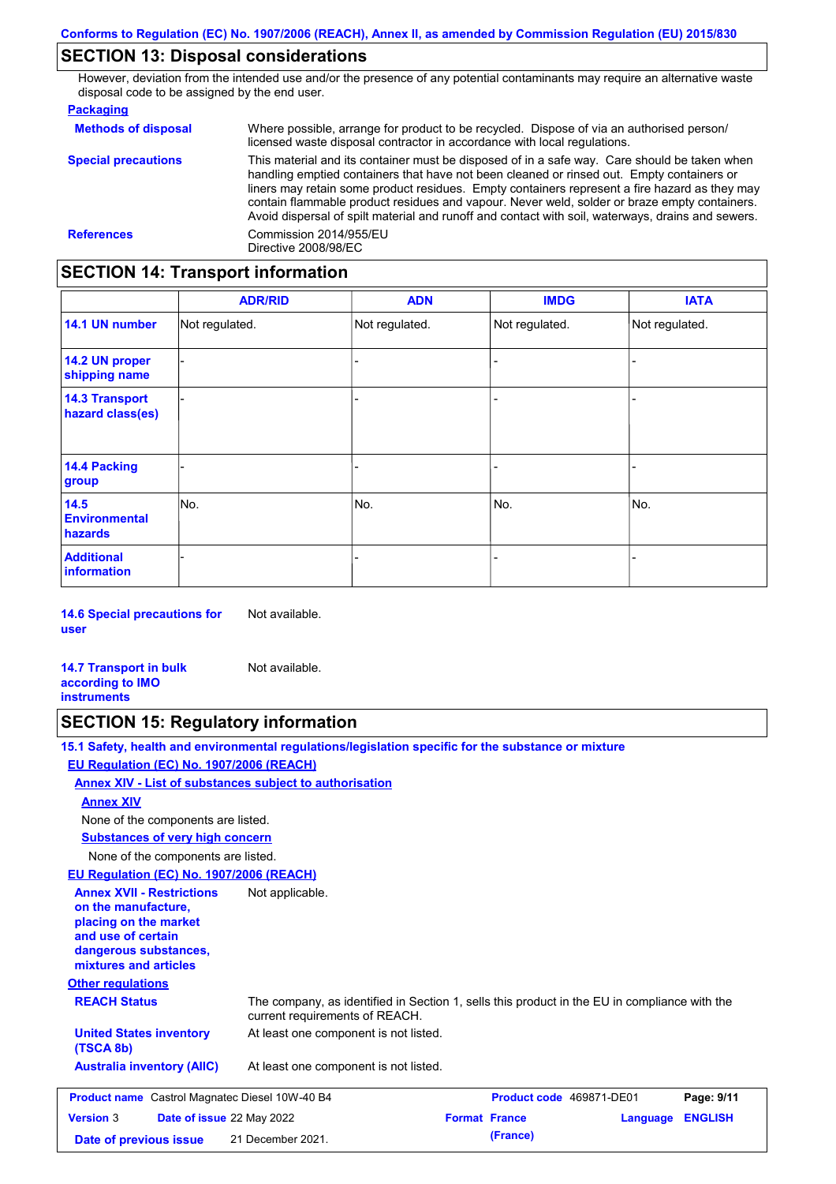## SECTION 13: Disposal considerations

However, deviation from the intended use and/or the presence of any potential contaminants may require an alternative waste disposal code to be assigned by the end user.

**Packaging**

**Methods of disposal** Where possible, arrange for product to be recycled. Dispose of via an authorised person/ licensed waste disposal contractor in accordance with local regulations.

**Special precautions** This material and its container must be disposed of in a safe way. Care should be taken when handling emptied containers that have not been cleaned or rinsed out. Empty containers or liners may retain some product residues. Empty containers represent a fire hazard as they may contain flammable product residues and vapour. Never weld, solder or braze empty containers. Avoid dispersal of spilt material and runoff and contact with soil, waterways, drains and sewers.

**References** Commission 2014/955/EU
Directive 2008/98/EC

## SECTION 14: Transport information

| | ADR/RID | ADN | IMDG | IATA |
|---|---|---|---|---|
| **14.1 UN number** | Not regulated. | Not regulated. | Not regulated. | Not regulated. |
| **14.2 UN proper shipping name** | - | - | - | - |
| **14.3 Transport hazard class(es)** | - | - | - | - |
| **14.4 Packing group** | - | - | - | - |
| **14.5 Environmental hazards** | No. | No. | No. | No. |
| **Additional information** | - | - | - | - |

**14.6 Special precautions for user** Not available.

**14.7 Transport in bulk according to IMO instruments** Not available.

## SECTION 15: Regulatory information

**15.1 Safety, health and environmental regulations/legislation specific for the substance or mixture**

**EU Regulation (EC) No. 1907/2006 (REACH)**

**Annex XIV - List of substances subject to authorisation**

**Annex XIV**

None of the components are listed.

**Substances of very high concern**

None of the components are listed.

**EU Regulation (EC) No. 1907/2006 (REACH)**

**Annex XVII - Restrictions on the manufacture, placing on the market and use of certain dangerous substances, mixtures and articles** Not applicable.

**Other regulations**

**REACH Status** The company, as identified in Section 1, sells this product in the EU in compliance with the current requirements of REACH.

**United States inventory (TSCA 8b)** At least one component is not listed.

**Australia inventory (AIIC)** At least one component is not listed.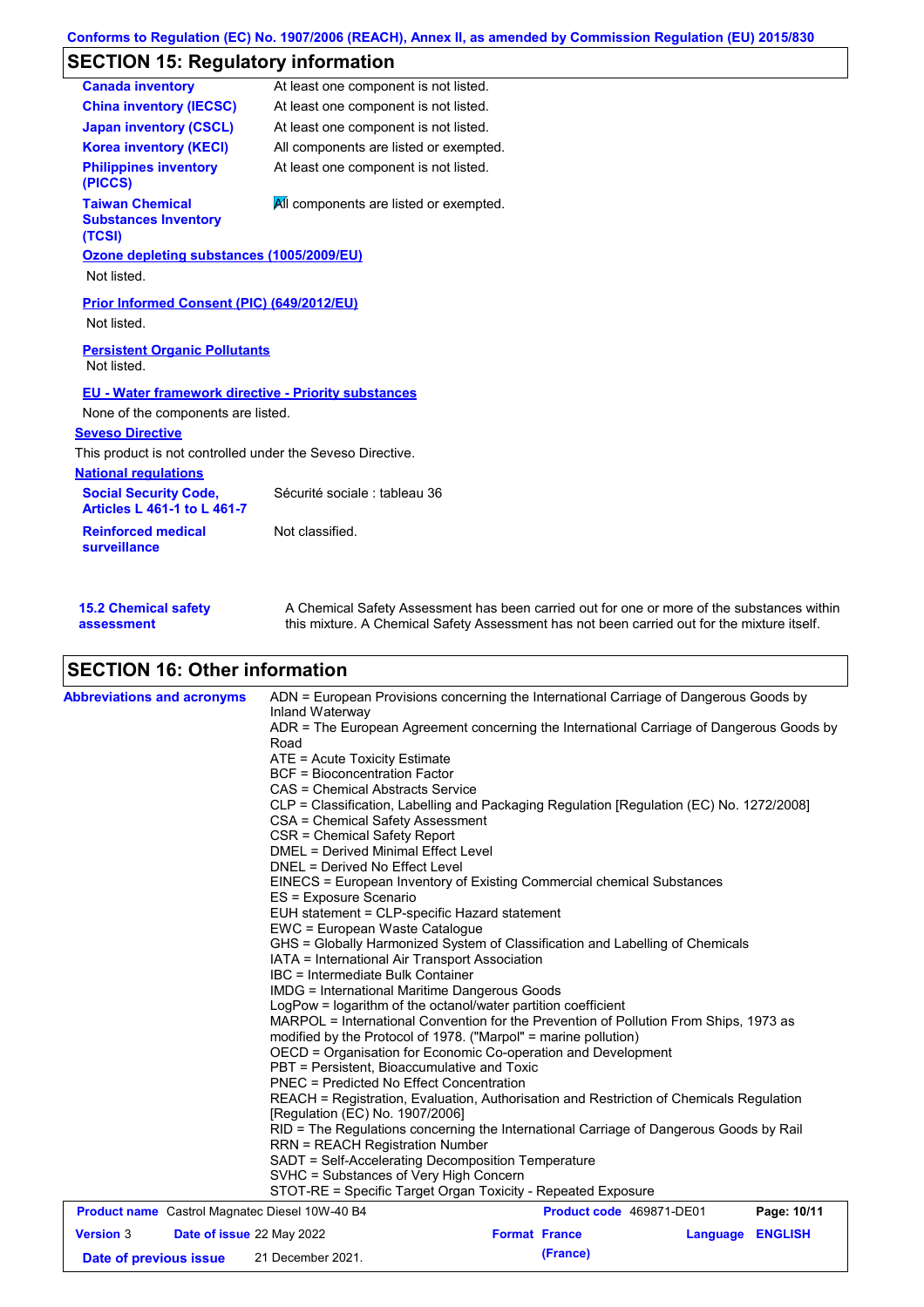## SECTION 15: Regulatory information

| | |
|---|---|
| **Canada inventory** | At least one component is not listed. |
| **China inventory (IECSC)** | At least one component is not listed. |
| **Japan inventory (CSCL)** | At least one component is not listed. |
| **Korea inventory (KECI)** | All components are listed or exempted. |
| **Philippines inventory (PICCS)** | At least one component is not listed. |
| **Taiwan Chemical Substances Inventory (TCSI)** | All components are listed or exempted. |

**Ozone depleting substances (1005/2009/EU)**

Not listed.

**Prior Informed Consent (PIC) (649/2012/EU)**

Not listed.

**Persistent Organic Pollutants**

Not listed.

**EU - Water framework directive - Priority substances**

None of the components are listed.

**Seveso Directive**

This product is not controlled under the Seveso Directive.

**National regulations**

| | |
|---|---|
| **Social Security Code, Articles L 461-1 to L 461-7** | Sécurité sociale : tableau 36 |
| **Reinforced medical surveillance** | Not classified. |

**15.2 Chemical safety assessment**

A Chemical Safety Assessment has been carried out for one or more of the substances within this mixture. A Chemical Safety Assessment has not been carried out for the mixture itself.

## SECTION 16: Other information

**Abbreviations and acronyms**

ADN = European Provisions concerning the International Carriage of Dangerous Goods by Inland Waterway
ADR = The European Agreement concerning the International Carriage of Dangerous Goods by Road
ATE = Acute Toxicity Estimate
BCF = Bioconcentration Factor
CAS = Chemical Abstracts Service
CLP = Classification, Labelling and Packaging Regulation [Regulation (EC) No. 1272/2008]
CSA = Chemical Safety Assessment
CSR = Chemical Safety Report
DMEL = Derived Minimal Effect Level
DNEL = Derived No Effect Level
EINECS = European Inventory of Existing Commercial chemical Substances
ES = Exposure Scenario
EUH statement = CLP-specific Hazard statement
EWC = European Waste Catalogue
GHS = Globally Harmonized System of Classification and Labelling of Chemicals
IATA = International Air Transport Association
IBC = Intermediate Bulk Container
IMDG = International Maritime Dangerous Goods
LogPow = logarithm of the octanol/water partition coefficient
MARPOL = International Convention for the Prevention of Pollution From Ships, 1973 as modified by the Protocol of 1978. ("Marpol" = marine pollution)
OECD = Organisation for Economic Co-operation and Development
PBT = Persistent, Bioaccumulative and Toxic
PNEC = Predicted No Effect Concentration
REACH = Registration, Evaluation, Authorisation and Restriction of Chemicals Regulation [Regulation (EC) No. 1907/2006]
RID = The Regulations concerning the International Carriage of Dangerous Goods by Rail
RRN = REACH Registration Number
SADT = Self-Accelerating Decomposition Temperature
SVHC = Substances of Very High Concern
STOT-RE = Specific Target Organ Toxicity - Repeated Exposure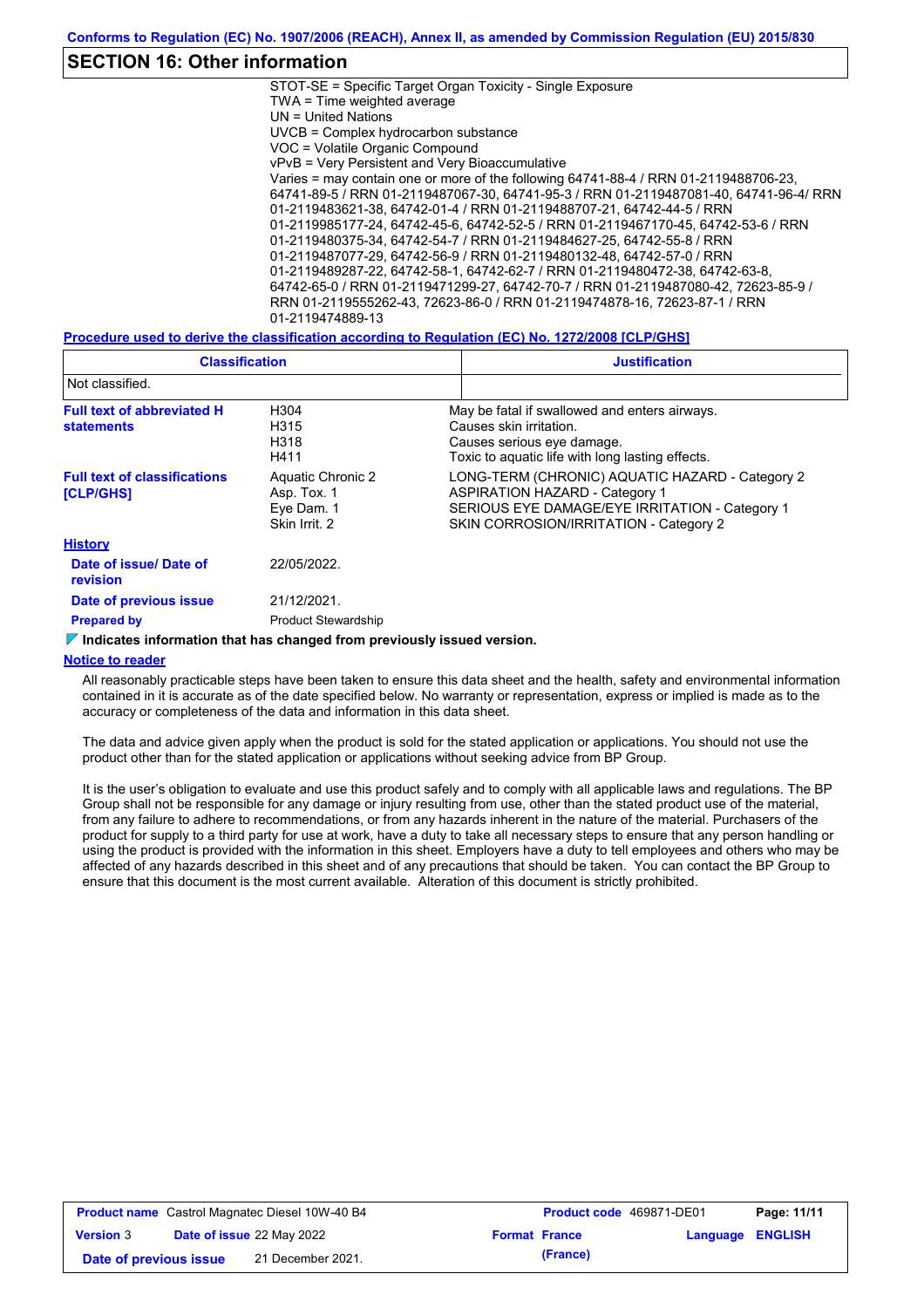## SECTION 16: Other information

STOT-SE = Specific Target Organ Toxicity - Single Exposure
TWA = Time weighted average
UN = United Nations
UVCB = Complex hydrocarbon substance
VOC = Volatile Organic Compound
vPvB = Very Persistent and Very Bioaccumulative
Varies = may contain one or more of the following 64741-88-4 / RRN 01-2119488706-23, 64741-89-5 / RRN 01-2119487067-30, 64741-95-3 / RRN 01-2119487081-40, 64741-96-4/ RRN 01-2119483621-38, 64742-01-4 / RRN 01-2119488707-21, 64742-44-5 / RRN 01-2119985177-24, 64742-45-6, 64742-52-5 / RRN 01-2119467170-45, 64742-53-6 / RRN 01-2119480375-34, 64742-54-7 / RRN 01-2119484627-25, 64742-55-8 / RRN 01-2119487077-29, 64742-56-9 / RRN 01-2119480132-48, 64742-57-0 / RRN 01-2119489287-22, 64742-58-1, 64742-62-7 / RRN 01-2119480472-38, 64742-63-8, 64742-65-0 / RRN 01-2119471299-27, 64742-70-7 / RRN 01-2119487080-42, 72623-85-9 / RRN 01-2119555262-43, 72623-86-0 / RRN 01-2119474878-16, 72623-87-1 / RRN 01-2119474889-13

**Procedure used to derive the classification according to Regulation (EC) No. 1272/2008 [CLP/GHS]**

| Classification | Justification |
| --- | --- |
| Not classified. | |

**Full text of abbreviated H statements**

| | |
| --- | --- |
| H304 | May be fatal if swallowed and enters airways. |
| H315 | Causes skin irritation. |
| H318 | Causes serious eye damage. |
| H411 | Toxic to aquatic life with long lasting effects. |

**Full text of classifications [CLP/GHS]**

| | |
| --- | --- |
| Aquatic Chronic 2 | LONG-TERM (CHRONIC) AQUATIC HAZARD - Category 2 |
| Asp. Tox. 1 | ASPIRATION HAZARD - Category 1 |
| Eye Dam. 1 | SERIOUS EYE DAMAGE/EYE IRRITATION - Category 1 |
| Skin Irrit. 2 | SKIN CORROSION/IRRITATION - Category 2 |

**History**

**Date of issue/ Date of revision** 22/05/2022.

**Date of previous issue** 21/12/2021.

**Prepared by** Product Stewardship

**Indicates information that has changed from previously issued version.**

**Notice to reader**

All reasonably practicable steps have been taken to ensure this data sheet and the health, safety and environmental information contained in it is accurate as of the date specified below. No warranty or representation, express or implied is made as to the accuracy or completeness of the data and information in this data sheet.

The data and advice given apply when the product is sold for the stated application or applications. You should not use the product other than for the stated application or applications without seeking advice from BP Group.

It is the user's obligation to evaluate and use this product safely and to comply with all applicable laws and regulations. The BP Group shall not be responsible for any damage or injury resulting from use, other than the stated product use of the material, from any failure to adhere to recommendations, or from any hazards inherent in the nature of the material. Purchasers of the product for supply to a third party for use at work, have a duty to take all necessary steps to ensure that any person handling or using the product is provided with the information in this sheet. Employers have a duty to tell employees and others who may be affected of any hazards described in this sheet and of any precautions that should be taken. You can contact the BP Group to ensure that this document is the most current available. Alteration of this document is strictly prohibited.